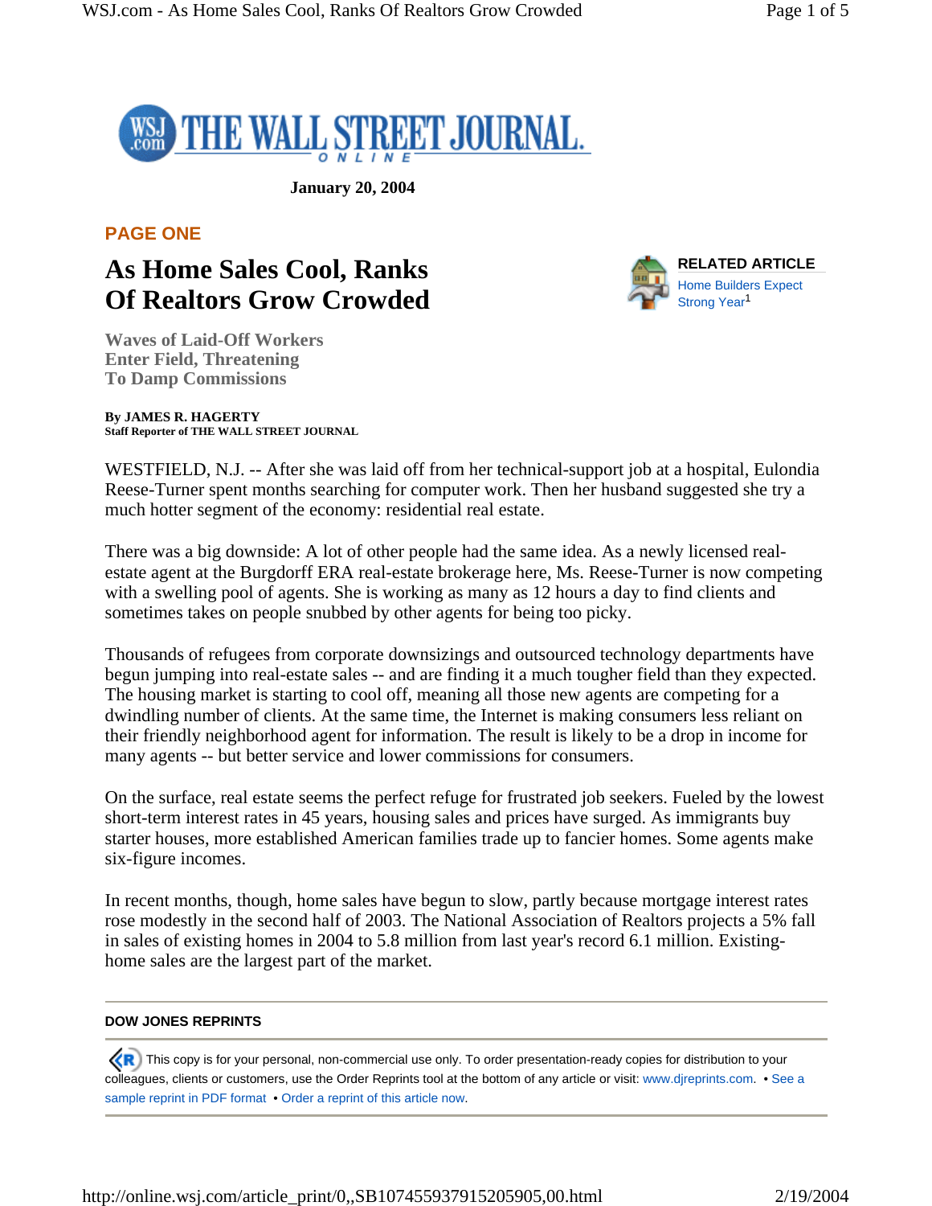THE WALL STREET JOURNAL ONLINE

**January 20, 2004**

PAGE ONE

# As Home Sales Cool, Ranks Of Realtors Grow Crowded

**RELATED ARTICLE**

Home Builders Expect Strong Year[1]

### Waves of Laid-Off Workers Enter Field, Threatening To Damp Commissions

**By JAMES R. HAGERTY**
**Staff Reporter of THE WALL STREET JOURNAL**

WESTFIELD, N.J. -- After she was laid off from her technical-support job at a hospital, Eulondia Reese-Turner spent months searching for computer work. Then her husband suggested she try a much hotter segment of the economy: residential real estate.

There was a big downside: A lot of other people had the same idea. As a newly licensed real-estate agent at the Burgdorff ERA real-estate brokerage here, Ms. Reese-Turner is now competing with a swelling pool of agents. She is working as many as 12 hours a day to find clients and sometimes takes on people snubbed by other agents for being too picky.

Thousands of refugees from corporate downsizings and outsourced technology departments have begun jumping into real-estate sales -- and are finding it a much tougher field than they expected. The housing market is starting to cool off, meaning all those new agents are competing for a dwindling number of clients. At the same time, the Internet is making consumers less reliant on their friendly neighborhood agent for information. The result is likely to be a drop in income for many agents -- but better service and lower commissions for consumers.

On the surface, real estate seems the perfect refuge for frustrated job seekers. Fueled by the lowest short-term interest rates in 45 years, housing sales and prices have surged. As immigrants buy starter houses, more established American families trade up to fancier homes. Some agents make six-figure incomes.

In recent months, though, home sales have begun to slow, partly because mortgage interest rates rose modestly in the second half of 2003. The National Association of Realtors projects a 5% fall in sales of existing homes in 2004 to 5.8 million from last year's record 6.1 million. Existing-home sales are the largest part of the market.

---

**DOW JONES REPRINTS**

This copy is for your personal, non-commercial use only. To order presentation-ready copies for distribution to your colleagues, clients or customers, use the Order Reprints tool at the bottom of any article or visit: www.djreprints.com. • See a sample reprint in PDF format • Order a reprint of this article now.

---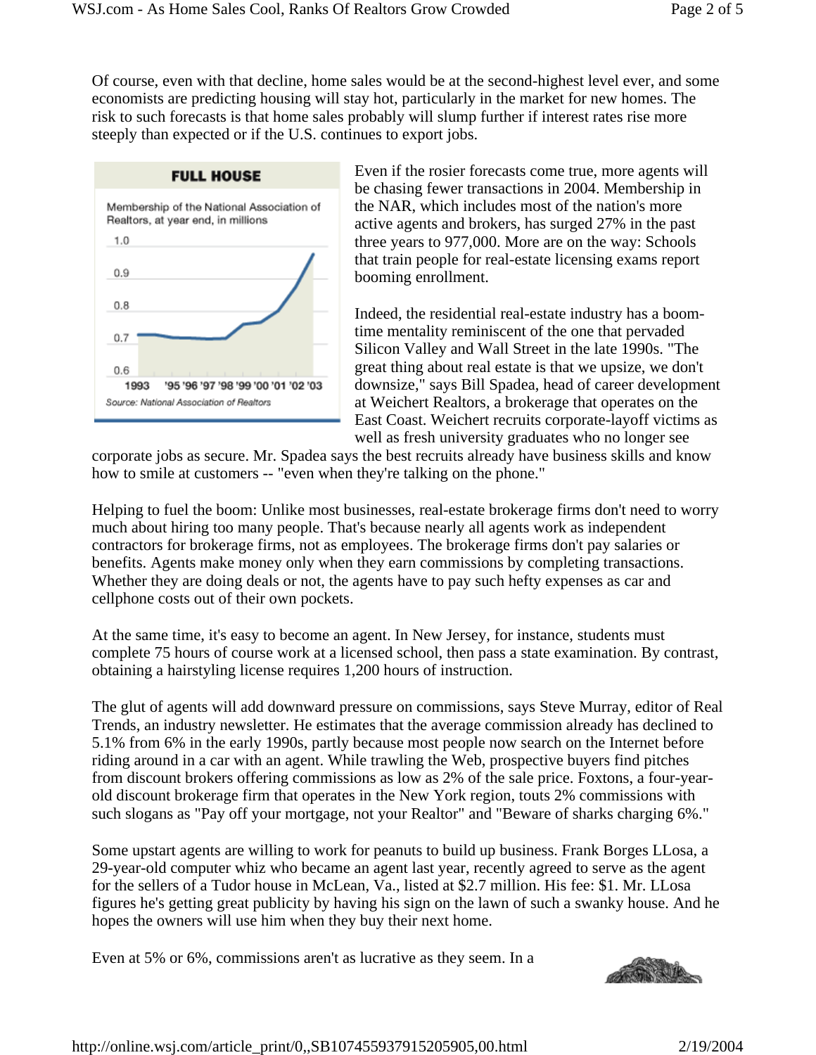Of course, even with that decline, home sales would be at the second-highest level ever, and some economists are predicting housing will stay hot, particularly in the market for new homes. The risk to such forecasts is that home sales probably will slump further if interest rates rise more steeply than expected or if the U.S. continues to export jobs.

**FULL HOUSE**

Membership of the National Association of Realtors, at year end, in millions

1.0
0.9
0.8
0.7
0.6

1993 '95 '96 '97 '98 '99 '00 '01 '02 '03

*Source: National Association of Realtors*

Even if the rosier forecasts come true, more agents will be chasing fewer transactions in 2004. Membership in the NAR, which includes most of the nation's more active agents and brokers, has surged 27% in the past three years to 977,000. More are on the way: Schools that train people for real-estate licensing exams report booming enrollment.

Indeed, the residential real-estate industry has a boom-time mentality reminiscent of the one that pervaded Silicon Valley and Wall Street in the late 1990s. "The great thing about real estate is that we upsize, we don't downsize," says Bill Spadea, head of career development at Weichert Realtors, a brokerage that operates on the East Coast. Weichert recruits corporate-layoff victims as well as fresh university graduates who no longer see corporate jobs as secure. Mr. Spadea says the best recruits already have business skills and know how to smile at customers -- "even when they're talking on the phone."

Helping to fuel the boom: Unlike most businesses, real-estate brokerage firms don't need to worry much about hiring too many people. That's because nearly all agents work as independent contractors for brokerage firms, not as employees. The brokerage firms don't pay salaries or benefits. Agents make money only when they earn commissions by completing transactions. Whether they are doing deals or not, the agents have to pay such hefty expenses as car and cellphone costs out of their own pockets.

At the same time, it's easy to become an agent. In New Jersey, for instance, students must complete 75 hours of course work at a licensed school, then pass a state examination. By contrast, obtaining a hairstyling license requires 1,200 hours of instruction.

The glut of agents will add downward pressure on commissions, says Steve Murray, editor of Real Trends, an industry newsletter. He estimates that the average commission already has declined to 5.1% from 6% in the early 1990s, partly because most people now search on the Internet before riding around in a car with an agent. While trawling the Web, prospective buyers find pitches from discount brokers offering commissions as low as 2% of the sale price. Foxtons, a four-year-old discount brokerage firm that operates in the New York region, touts 2% commissions with such slogans as "Pay off your mortgage, not your Realtor" and "Beware of sharks charging 6%."

Some upstart agents are willing to work for peanuts to build up business. Frank Borges LLosa, a 29-year-old computer whiz who became an agent last year, recently agreed to serve as the agent for the sellers of a Tudor house in McLean, Va., listed at $2.7 million. His fee: $1. Mr. LLosa figures he's getting great publicity by having his sign on the lawn of such a swanky house. And he hopes the owners will use him when they buy their next home.

Even at 5% or 6%, commissions aren't as lucrative as they seem. In a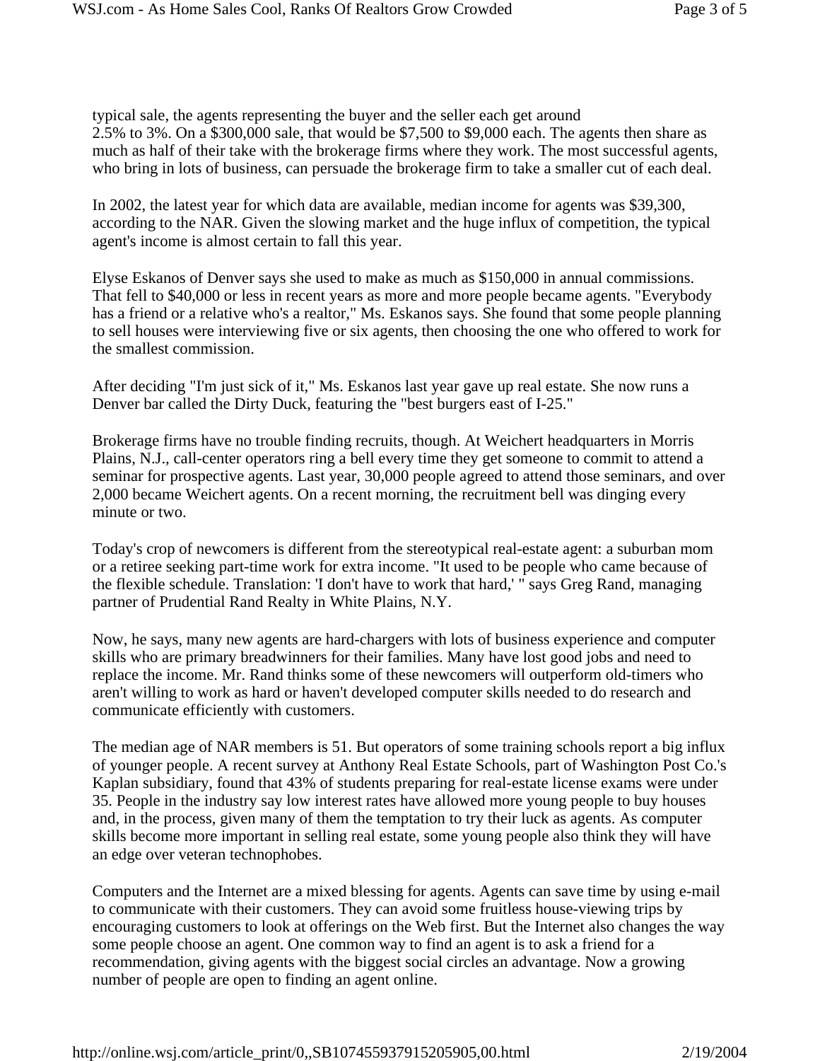typical sale, the agents representing the buyer and the seller each get around 2.5% to 3%. On a $300,000 sale, that would be $7,500 to $9,000 each. The agents then share as much as half of their take with the brokerage firms where they work. The most successful agents, who bring in lots of business, can persuade the brokerage firm to take a smaller cut of each deal.

In 2002, the latest year for which data are available, median income for agents was $39,300, according to the NAR. Given the slowing market and the huge influx of competition, the typical agent's income is almost certain to fall this year.

Elyse Eskanos of Denver says she used to make as much as $150,000 in annual commissions. That fell to $40,000 or less in recent years as more and more people became agents. "Everybody has a friend or a relative who's a realtor," Ms. Eskanos says. She found that some people planning to sell houses were interviewing five or six agents, then choosing the one who offered to work for the smallest commission.

After deciding "I'm just sick of it," Ms. Eskanos last year gave up real estate. She now runs a Denver bar called the Dirty Duck, featuring the "best burgers east of I-25."

Brokerage firms have no trouble finding recruits, though. At Weichert headquarters in Morris Plains, N.J., call-center operators ring a bell every time they get someone to commit to attend a seminar for prospective agents. Last year, 30,000 people agreed to attend those seminars, and over 2,000 became Weichert agents. On a recent morning, the recruitment bell was dinging every minute or two.

Today's crop of newcomers is different from the stereotypical real-estate agent: a suburban mom or a retiree seeking part-time work for extra income. "It used to be people who came because of the flexible schedule. Translation: 'I don't have to work that hard,' " says Greg Rand, managing partner of Prudential Rand Realty in White Plains, N.Y.

Now, he says, many new agents are hard-chargers with lots of business experience and computer skills who are primary breadwinners for their families. Many have lost good jobs and need to replace the income. Mr. Rand thinks some of these newcomers will outperform old-timers who aren't willing to work as hard or haven't developed computer skills needed to do research and communicate efficiently with customers.

The median age of NAR members is 51. But operators of some training schools report a big influx of younger people. A recent survey at Anthony Real Estate Schools, part of Washington Post Co.'s Kaplan subsidiary, found that 43% of students preparing for real-estate license exams were under 35. People in the industry say low interest rates have allowed more young people to buy houses and, in the process, given many of them the temptation to try their luck as agents. As computer skills become more important in selling real estate, some young people also think they will have an edge over veteran technophobes.

Computers and the Internet are a mixed blessing for agents. Agents can save time by using e-mail to communicate with their customers. They can avoid some fruitless house-viewing trips by encouraging customers to look at offerings on the Web first. But the Internet also changes the way some people choose an agent. One common way to find an agent is to ask a friend for a recommendation, giving agents with the biggest social circles an advantage. Now a growing number of people are open to finding an agent online.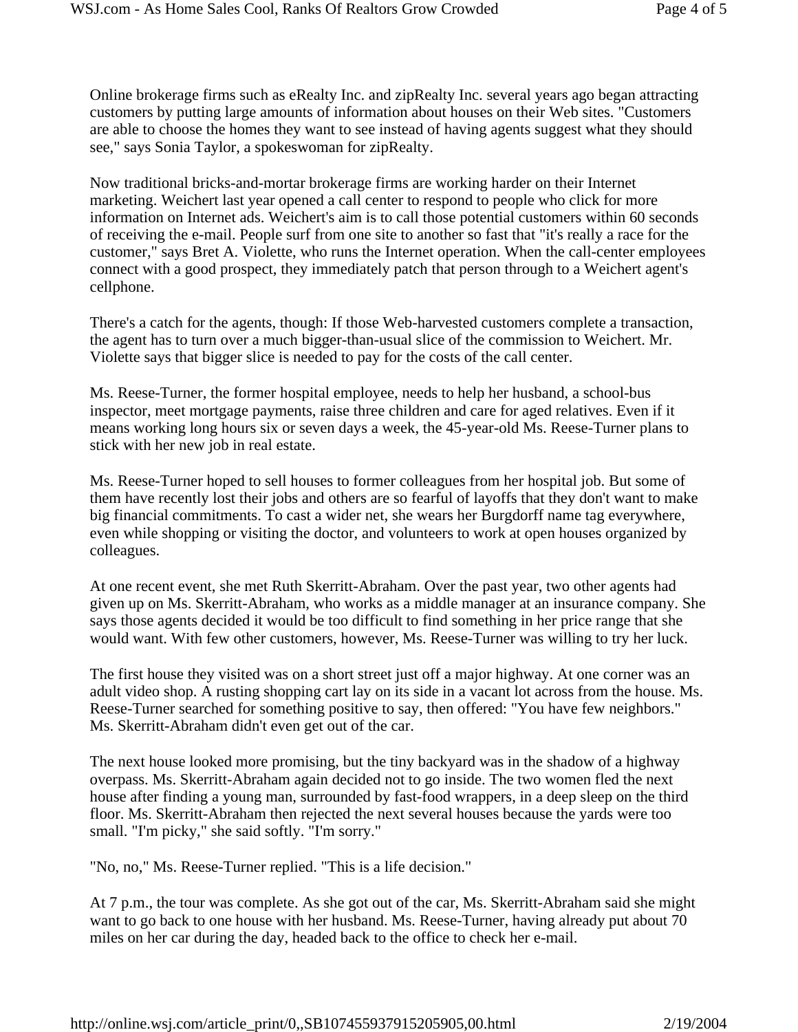Online brokerage firms such as eRealty Inc. and zipRealty Inc. several years ago began attracting customers by putting large amounts of information about houses on their Web sites. "Customers are able to choose the homes they want to see instead of having agents suggest what they should see," says Sonia Taylor, a spokeswoman for zipRealty.

Now traditional bricks-and-mortar brokerage firms are working harder on their Internet marketing. Weichert last year opened a call center to respond to people who click for more information on Internet ads. Weichert's aim is to call those potential customers within 60 seconds of receiving the e-mail. People surf from one site to another so fast that "it's really a race for the customer," says Bret A. Violette, who runs the Internet operation. When the call-center employees connect with a good prospect, they immediately patch that person through to a Weichert agent's cellphone.

There's a catch for the agents, though: If those Web-harvested customers complete a transaction, the agent has to turn over a much bigger-than-usual slice of the commission to Weichert. Mr. Violette says that bigger slice is needed to pay for the costs of the call center.

Ms. Reese-Turner, the former hospital employee, needs to help her husband, a school-bus inspector, meet mortgage payments, raise three children and care for aged relatives. Even if it means working long hours six or seven days a week, the 45-year-old Ms. Reese-Turner plans to stick with her new job in real estate.

Ms. Reese-Turner hoped to sell houses to former colleagues from her hospital job. But some of them have recently lost their jobs and others are so fearful of layoffs that they don't want to make big financial commitments. To cast a wider net, she wears her Burgdorff name tag everywhere, even while shopping or visiting the doctor, and volunteers to work at open houses organized by colleagues.

At one recent event, she met Ruth Skerritt-Abraham. Over the past year, two other agents had given up on Ms. Skerritt-Abraham, who works as a middle manager at an insurance company. She says those agents decided it would be too difficult to find something in her price range that she would want. With few other customers, however, Ms. Reese-Turner was willing to try her luck.

The first house they visited was on a short street just off a major highway. At one corner was an adult video shop. A rusting shopping cart lay on its side in a vacant lot across from the house. Ms. Reese-Turner searched for something positive to say, then offered: "You have few neighbors." Ms. Skerritt-Abraham didn't even get out of the car.

The next house looked more promising, but the tiny backyard was in the shadow of a highway overpass. Ms. Skerritt-Abraham again decided not to go inside. The two women fled the next house after finding a young man, surrounded by fast-food wrappers, in a deep sleep on the third floor. Ms. Skerritt-Abraham then rejected the next several houses because the yards were too small. "I'm picky," she said softly. "I'm sorry."

"No, no," Ms. Reese-Turner replied. "This is a life decision."

At 7 p.m., the tour was complete. As she got out of the car, Ms. Skerritt-Abraham said she might want to go back to one house with her husband. Ms. Reese-Turner, having already put about 70 miles on her car during the day, headed back to the office to check her e-mail.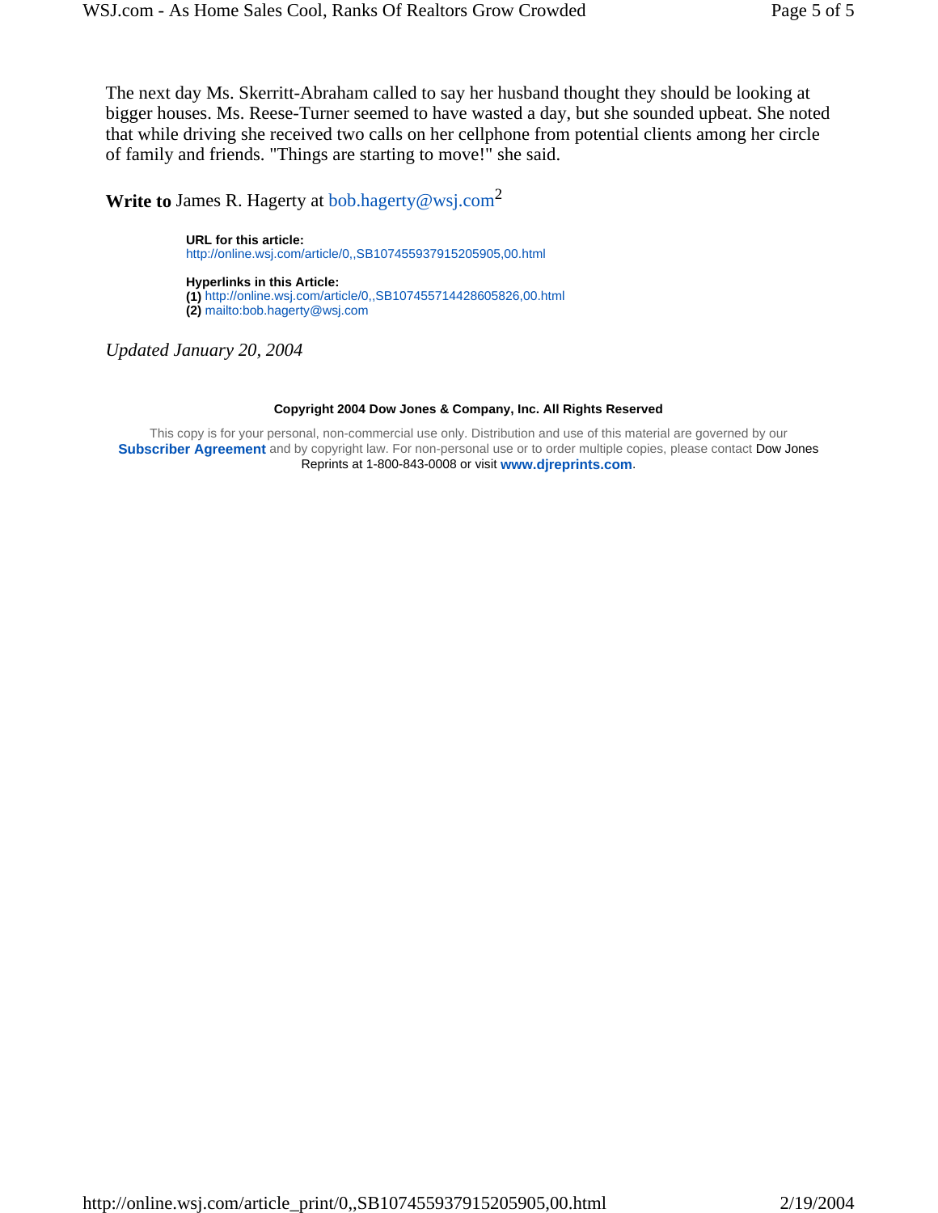The next day Ms. Skerritt-Abraham called to say her husband thought they should be looking at bigger houses. Ms. Reese-Turner seemed to have wasted a day, but she sounded upbeat. She noted that while driving she received two calls on her cellphone from potential clients among her circle of family and friends. "Things are starting to move!" she said.

**Write to** James R. Hagerty at bob.hagerty@wsj.com[2]

**URL for this article:**
http://online.wsj.com/article/0,,SB107455937915205905,00.html

**Hyperlinks in this Article:**
**(1)** http://online.wsj.com/article/0,,SB107455714428605826,00.html
**(2)** mailto:bob.hagerty@wsj.com

*Updated January 20, 2004*

**Copyright 2004 Dow Jones & Company, Inc. All Rights Reserved**

This copy is for your personal, non-commercial use only. Distribution and use of this material are governed by our **Subscriber Agreement** and by copyright law. For non-personal use or to order multiple copies, please contact Dow Jones Reprints at 1-800-843-0008 or visit **www.djreprints.com**.